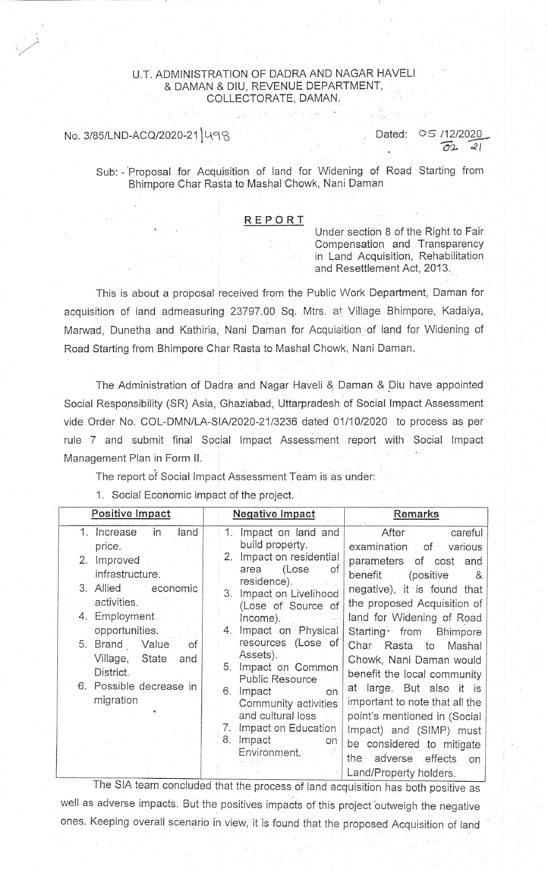U.T. ADMINISTRATION OF DADRA AND NAGAR HAVELI
& DAMAN & DIU, REVENUE DEPARTMENT,
COLLECTORATE, DAMAN.

No. 3/85/LND-ACQ/2020-21|498 Dated: 05/12/2020 02 21

Sub: - Proposal for Acquisition of land for Widening of Road Starting from Bhimpore Char Rasta to Mashal Chowk, Nani Daman

## REPORT

Under section 8 of the Right to Fair Compensation and Transparency in Land Acquisition, Rehabilitation and Resettlement Act, 2013.

This is about a proposal received from the Public Work Department, Daman for acquisition of land admeasuring 23797.00 Sq. Mtrs. at Village Bhimpore, Kadaiya, Marwad, Dunetha and Kathiria, Nani Daman for Acquisition of land for Widening of Road Starting from Bhimpore Char Rasta to Mashal Chowk, Nani Daman.

The Administration of Dadra and Nagar Haveli & Daman & Diu have appointed Social Responsibility (SR) Asia, Ghaziabad, Uttarpradesh of Social Impact Assessment vide Order No. COL-DMN/LA-SIA/2020-21/3236 dated 01/10/2020 to process as per rule 7 and submit final Social Impact Assessment report with Social Impact Management Plan in Form II.

The report of Social Impact Assessment Team is as under:

1. Social Economic impact of the project.

| Positive Impact | Negative Impact | Remarks |
|---|---|---|
| 1. Increase in land price.<br>2. Improved infrastructure.<br>3. Allied economic activities.<br>4. Employment opportunities.<br>5. Brand Value of Village, State and District.<br>6. Possible decrease in migration | 1. Impact on land and build property.<br>2. Impact on residential area (Lose of residence).<br>3. Impact on Livelihood (Lose of Source of Income).<br>4. Impact on Physical resources (Lose of Assets).<br>5. Impact on Common Public Resource<br>6. Impact on Community activities and cultural loss<br>7. Impact on Education<br>8. Impact on Environment. | After careful examination of various parameters of cost and benefit (positive & negative), it is found that the proposed Acquisition of land for Widening of Road Starting from Bhimpore Char Rasta to Mashal Chowk, Nani Daman would benefit the local community at large. But also it is important to note that all the point's mentioned in (Social Impact) and (SIMP) must be considered to mitigate the adverse effects on Land/Property holders. |

The SIA team concluded that the process of land acquisition has both positive as well as adverse impacts. But the positives impacts of this project outweigh the negative ones. Keeping overall scenario in view, it is found that the proposed Acquisition of land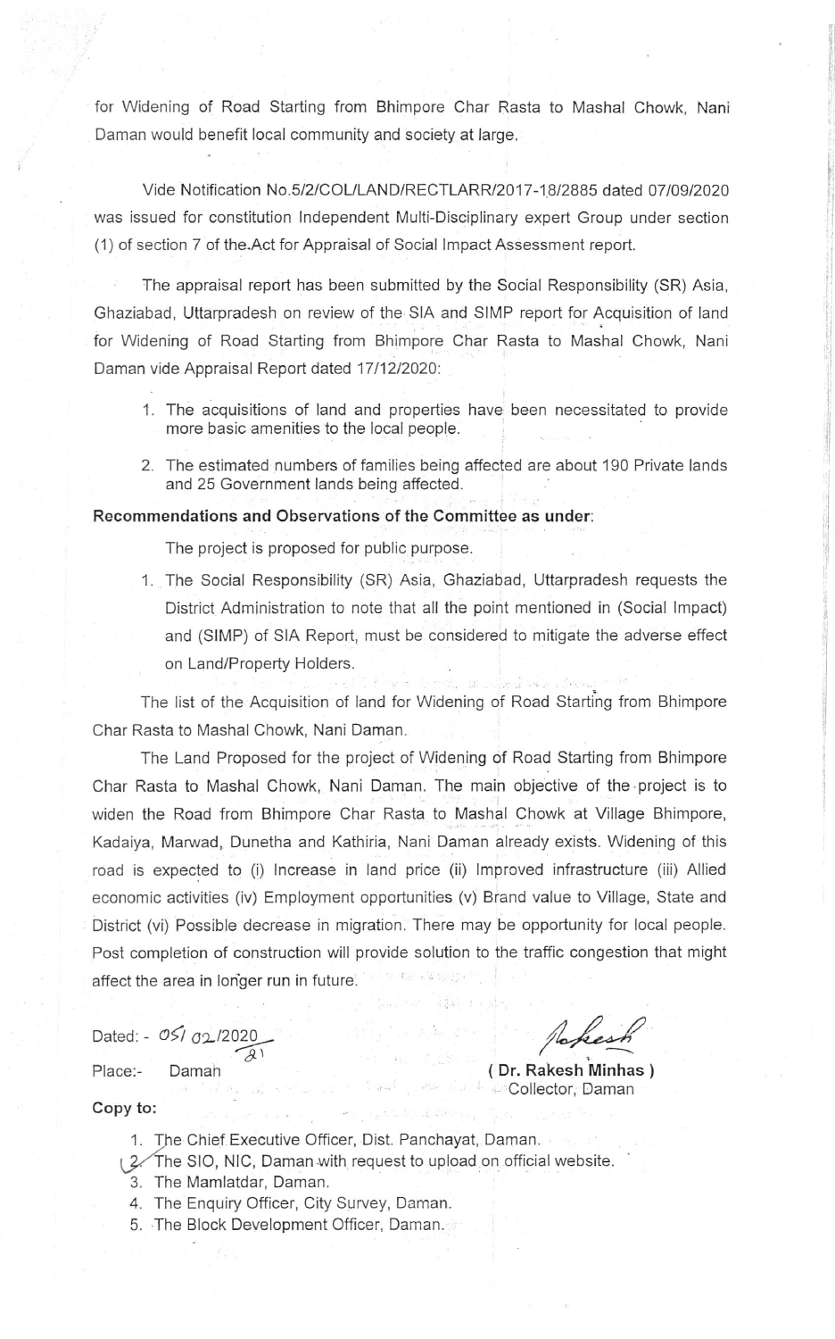for Widening of Road Starting from Bhimpore Char Rasta to Mashal Chowk, Nani Daman would benefit local community and society at large.

Vide Notification No.5/2/COL/LAND/RECTLARR/2017-18/2885 dated 07/09/2020 was issued for constitution Independent Multi-Disciplinary expert Group under section (1) of section 7 of the Act for Appraisal of Social Impact Assessment report.

The appraisal report has been submitted by the Social Responsibility (SR) Asia, Ghaziabad, Uttarpradesh on review of the SIA and SIMP report for Acquisition of land for Widening of Road Starting from Bhimpore Char Rasta to Mashal Chowk, Nani Daman vide Appraisal Report dated 17/12/2020:

1. The acquisitions of land and properties have been necessitated to provide more basic amenities to the local people.
2. The estimated numbers of families being affected are about 190 Private lands and 25 Government lands being affected.

**Recommendations and Observations of the Committee as under:**

The project is proposed for public purpose.

1. The Social Responsibility (SR) Asia, Ghaziabad, Uttarpradesh requests the District Administration to note that all the point mentioned in (Social Impact) and (SIMP) of SIA Report, must be considered to mitigate the adverse effect on Land/Property Holders.

The list of the Acquisition of land for Widening of Road Starting from Bhimpore Char Rasta to Mashal Chowk, Nani Daman.

The Land Proposed for the project of Widening of Road Starting from Bhimpore Char Rasta to Mashal Chowk, Nani Daman. The main objective of the project is to widen the Road from Bhimpore Char Rasta to Mashal Chowk at Village Bhimpore, Kadaiya, Marwad, Dunetha and Kathiria, Nani Daman already exists. Widening of this road is expected to (i) Increase in land price (ii) Improved infrastructure (iii) Allied economic activities (iv) Employment opportunities (v) Brand value to Village, State and District (vi) Possible decrease in migration. There may be opportunity for local people. Post completion of construction will provide solution to the traffic congestion that might affect the area in longer run in future.

Dated: - 05/02/2020 21

Place:- Daman

( Dr. Rakesh Minhas )
Collector, Daman

**Copy to:**

1. The Chief Executive Officer, Dist. Panchayat, Daman.
2. The SIO, NIC, Daman with request to upload on official website.
3. The Mamlatdar, Daman.
4. The Enquiry Officer, City Survey, Daman.
5. The Block Development Officer, Daman.